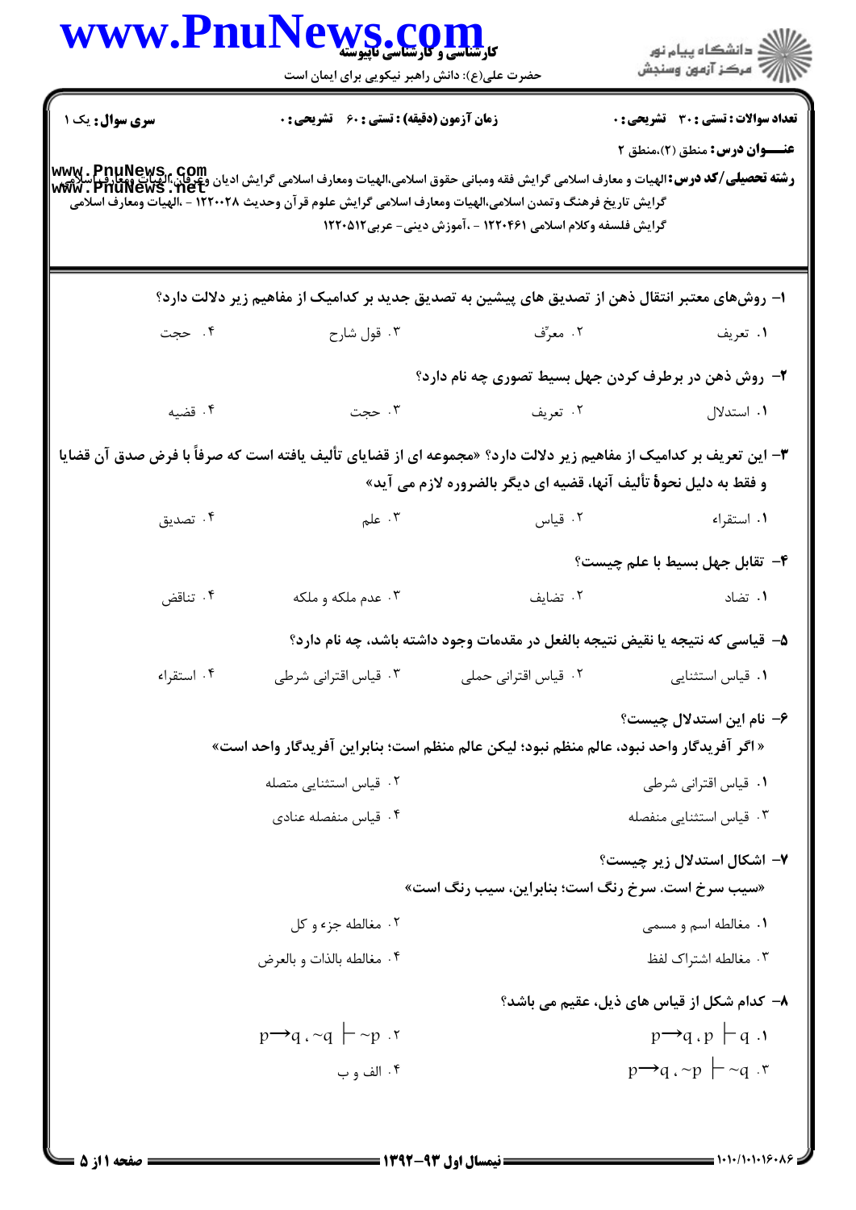**سری سوال:** یک ۱

**زمان آزمون (دقیقه) : تستی : ۶۰ تشریحی : ۰**

**تعداد سوالات : تستی : ۳۰ تشریحی : ۰**

**عنـــوان درس:** منطق (۲)،منطق ۲

**رشته تحصیلی/کد درس:** الهیات و معارف اسلامی گرایش فقه ومبانی حقوق اسلامی،الهیات ومعارف اسلامی گرایش ادیان وعرفان،الهیات ومعارف اسلامی گرایش تاریخ فرهنگ وتمدن اسلامی،الهیات ومعارف اسلامی گرایش علوم قرآن وحدیث ۱۲۲۰۰۲۸ - ،الهیات ومعارف اسلامی گرایش فلسفه وکلام اسلامی ۱۲۲۰۴۶۱ - ،آموزش دینی- عربی۱۲۲۰۵۱۲

۱- روش‌های معتبر انتقال ذهن از تصدیق های پیشین به تصدیق جدید بر کدامیک از مفاهیم زیر دلالت دارد؟

۱. تعریف ۲. معرّف ۳. قول شارح ۴. حجت

۲- روش ذهن در برطرف کردن جهل بسیط تصوری چه نام دارد؟

۱. استدلال ۲. تعریف ۳. حجت ۴. قضیه

۳- این تعریف بر کدامیک از مفاهیم زیر دلالت دارد؟ «مجموعه ای از قضایای تألیف یافته است که صرفاً با فرض صدق آن قضایا و فقط به دلیل نحوهٔ تألیف آنها، قضیه ای دیگر بالضروره لازم می آید»

۱. استقراء ۲. قیاس ۳. علم ۴. تصدیق

۴- تقابل جهل بسیط با علم چیست؟

۱. تضاد ۲. تضایف ۳. عدم ملکه و ملکه ۴. تناقض

۵- قیاسی که نتیجه یا نقیض نتیجه بالفعل در مقدمات وجود داشته باشد، چه نام دارد؟

۱. قیاس استثنایی ۲. قیاس اقترانی حملی ۳. قیاس اقترانی شرطی ۴. استقراء

۶- نام این استدلال چیست؟

« اگر آفریدگار واحد نبود، عالم منظم نبود؛ لیکن عالم منظم است؛ بنابراین آفریدگار واحد است»

۱. قیاس اقترانی شرطی
۲. قیاس استثنایی متصله
۳. قیاس استثنایی منفصله
۴. قیاس منفصله عنادی

۷- اشکال استدلال زیر چیست؟

«سیب سرخ است. سرخ رنگ است؛ بنابراین، سیب رنگ است»

۱. مغالطه اسم و مسمی
۲. مغالطه جزء و کل
۳. مغالطه اشتراک لفظ
۴. مغالطه بالذات و بالعرض

۸- کدام شکل از قیاس های ذیل، عقیم می باشد؟

۱. $p \rightarrow q , p \vdash q$
۲. $p \rightarrow q , \sim q \vdash \sim p$
۳. $p \rightarrow q , \sim p \vdash \sim q$
۴. الف و ب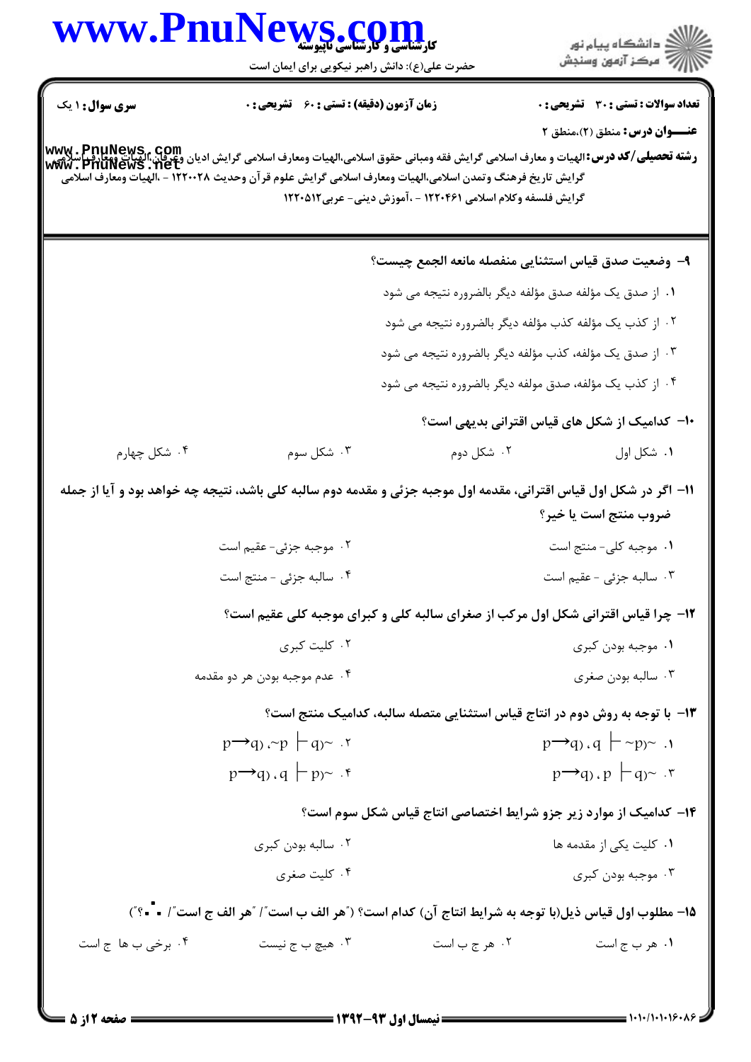سری سوال: ۱ یک | زمان آزمون (دقیقه): تستی: ۶۰ تشریحی: ۰ | تعداد سوالات: تستی: ۳۰ تشریحی: ۰

**عنـــوان درس:** منطق (۲)،منطق ۲

**رشته تحصیلی/کد درس:** الهیات و معارف اسلامی گرایش فقه ومبانی حقوق اسلامی،الهیات ومعارف اسلامی گرایش ادیان وعرفان،الهیات ومعارف اسلامی گرایش تاریخ فرهنگ وتمدن اسلامی،الهیات ومعارف اسلامی گرایش علوم قرآن وحدیث ۱۲۲۰۰۲۸ - ،الهیات ومعارف اسلامی گرایش فلسفه وکلام اسلامی ۱۲۲۰۴۶۱ - ،آموزش دینی- عربی۱۲۲۰۵۱۲

**۹- وضعیت صدق قیاس استثنایی منفصله مانعه الجمع چیست؟**

۱. از صدق یک مؤلفه صدق مؤلفه دیگر بالضروره نتیجه می شود

۲. از کذب یک مؤلفه کذب مؤلفه دیگر بالضروره نتیجه می شود

۳. از صدق یک مؤلفه، کذب مؤلفه دیگر بالضروره نتیجه می شود

۴. از کذب یک مؤلفه، صدق مولفه دیگر بالضروره نتیجه می شود

**۱۰- کدامیک از شکل های قیاس اقترانی بدیهی است؟**

۱. شکل اول ۲. شکل دوم ۳. شکل سوم ۴. شکل چهارم

**۱۱- اگر در شکل اول قیاس اقترانی، مقدمه اول موجبه جزئی و مقدمه دوم سالبه کلی باشد، نتیجه چه خواهد بود و آیا از جمله ضروب منتج است یا خیر؟**

۱. موجبه کلی- منتج است

۲. موجبه جزئی- عقیم است

۳. سالبه جزئی - عقیم است

۴. سالبه جزئی - منتج است

**۱۲- چرا قیاس اقترانی شکل اول مرکب از صغرای سالبه کلی و کبرای موجبه کلی عقیم است؟**

۱. موجبه بودن کبری

۲. کلیت کبری

۳. سالبه بودن صغری

۴. عدم موجبه بودن هر دو مقدمه

**۱۳- با توجه به روش دوم در انتاج قیاس استثنایی متصله سالبه، کدامیک منتج است؟**

۱. $\sim(p \rightarrow q), q \vdash \sim p$

۲. $\sim(p \rightarrow q), \sim p \vdash \sim q$

۳. $\sim(p \rightarrow q), p \vdash \sim q$

۴. $\sim(p \rightarrow q), q \vdash \sim p$

**۱۴- کدامیک از موارد زیر جزو شرایط اختصاصی انتاج قیاس شکل سوم است؟**

۱. کلیت یکی از مقدمه ها

۲. سالبه بودن کبری

۳. موجبه بودن کبری

۴. کلیت صغری

**۱۵- مطلوب اول قیاس ذیل(با توجه به شرایط انتاج آن) کدام است؟ ("هر الف ب است"/ "هر الف ج است"/ "؟")**

۱. هر ب ج است ۲. هر ج ب است ۳. هیچ ب ج نیست ۴. برخی ب ها ج است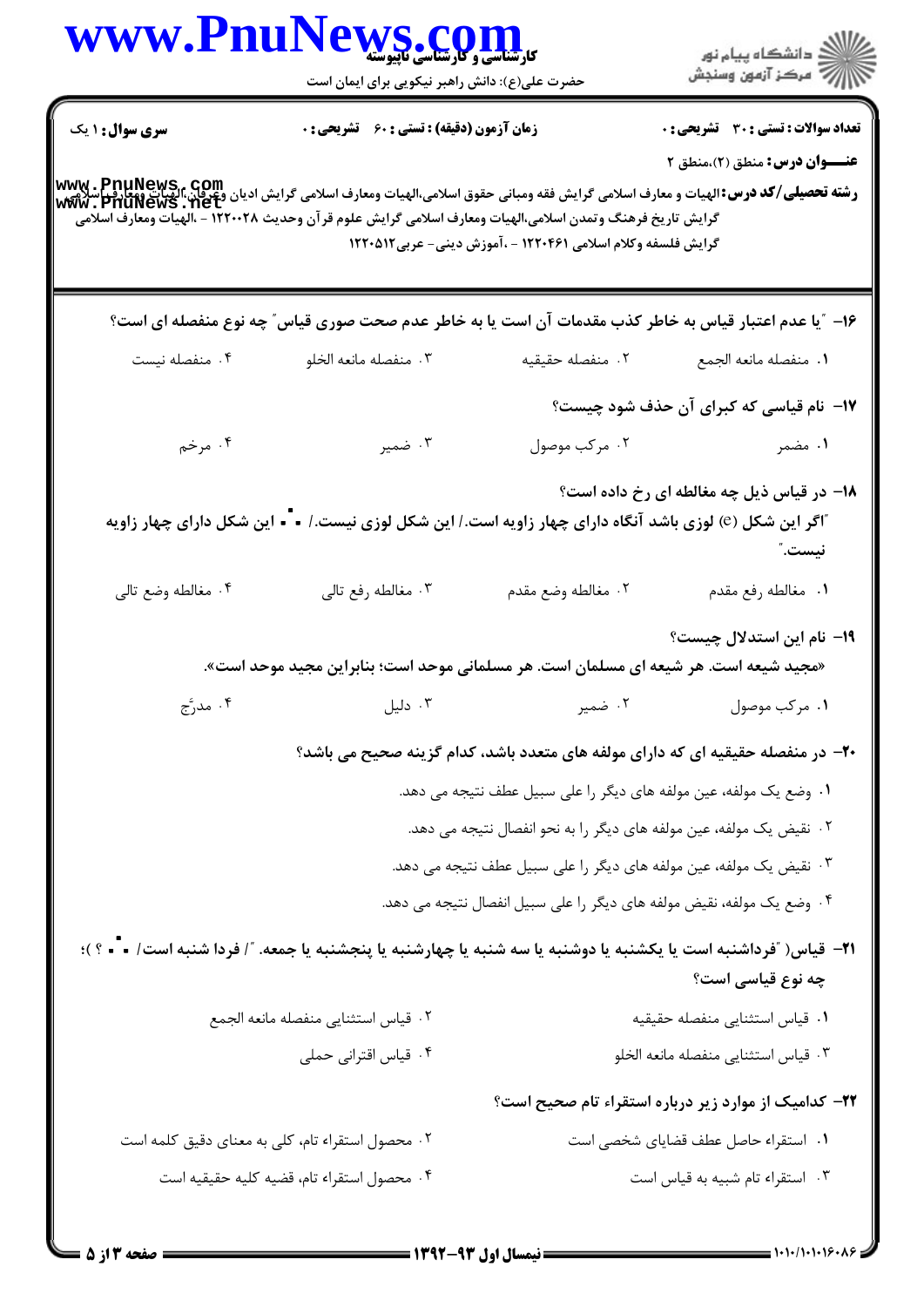**سری سوال:** ۱ یک

**زمان آزمون (دقیقه) : تستی : ۶۰ تشریحی : ۰**

**تعداد سوالات : تستی : ۳۰ تشریحی : ۰**

**عنـــوان درس:** منطق (۲)،منطق ۲

**رشته تحصیلی/کد درس:** الهیات و معارف اسلامی گرایش فقه ومبانی حقوق اسلامی،الهیات ومعارف اسلامی گرایش ادیان وعرفان،الهیات ومعارف اسلامی گرایش تاریخ فرهنگ وتمدن اسلامی،الهیات ومعارف اسلامی گرایش علوم قرآن وحدیث ۱۲۲۰۰۲۸ - ،الهیات ومعارف اسلامی گرایش فلسفه وکلام اسلامی ۱۲۲۰۴۶۱ - ،آموزش دینی- عربی۱۲۲۰۵۱۲

**۱۶- "یا عدم اعتبار قیاس به خاطر کذب مقدمات آن است یا به خاطر عدم صحت صوری قیاس" چه نوع منفصله ای است؟**

۱. منفصله مانعه الجمع

۲. منفصله حقیقیه

۳. منفصله مانعه الخلو

۴. منفصله نیست

**۱۷- نام قیاسی که کبرای آن حذف شود چیست؟**

۱. مضمر

۲. مرکب موصول

۳. ضمیر

۴. مرخم

**۱۸- در قیاس ذیل چه مغالطه ای رخ داده است؟**

**"اگر این شکل (e) لوزی باشد آنگاه دارای چهار زاویه است./ این شکل لوزی نیست./ ∴ این شکل دارای چهار زاویه نیست."**

۱. مغالطه رفع مقدم

۲. مغالطه وضع مقدم

۳. مغالطه رفع تالی

۴. مغالطه وضع تالی

**۱۹- نام این استدلال چیست؟**

**«مجید شیعه است. هر شیعه ای مسلمان است. هر مسلمانی موحد است؛ بنابراین مجید موحد است».**

۱. مرکب موصول

۲. ضمیر

۳. دلیل

۴. مدرَّج

**۲۰- در منفصله حقیقیه ای که دارای مولفه های متعدد باشد، کدام گزینه صحیح می باشد؟**

۱. وضع یک مولفه، عین مولفه های دیگر را علی سبیل عطف نتیجه می دهد.

۲. نقیض یک مولفه، عین مولفه های دیگر را به نحو انفصال نتیجه می دهد.

۳. نقیض یک مولفه، عین مولفه های دیگر را علی سبیل عطف نتیجه می دهد.

۴. وضع یک مولفه، نقیض مولفه های دیگر را علی سبیل انفصال نتیجه می دهد.

**۲۱- قیاس( "فرداشنبه است یا یکشنبه یا دوشنبه یا سه شنبه یا چهارشنبه یا پنجشنبه یا جمعه. "/ فردا شنبه است/ ∴ ؟ )؛ چه نوع قیاسی است؟**

۱. قیاس استثنایی منفصله حقیقیه

۲. قیاس استثنایی منفصله مانعه الجمع

۳. قیاس استثنایی منفصله مانعه الخلو

۴. قیاس اقترانی حملی

**۲۲- کدامیک از موارد زیر درباره استقراء تام صحیح است؟**

۱. استقراء حاصل عطف قضایای شخصی است

۲. محصول استقراء تام، کلی به معنای دقیق کلمه است

۳. استقراء تام شبیه به قیاس است

۴. محصول استقراء تام، قضیه کلیه حقیقیه است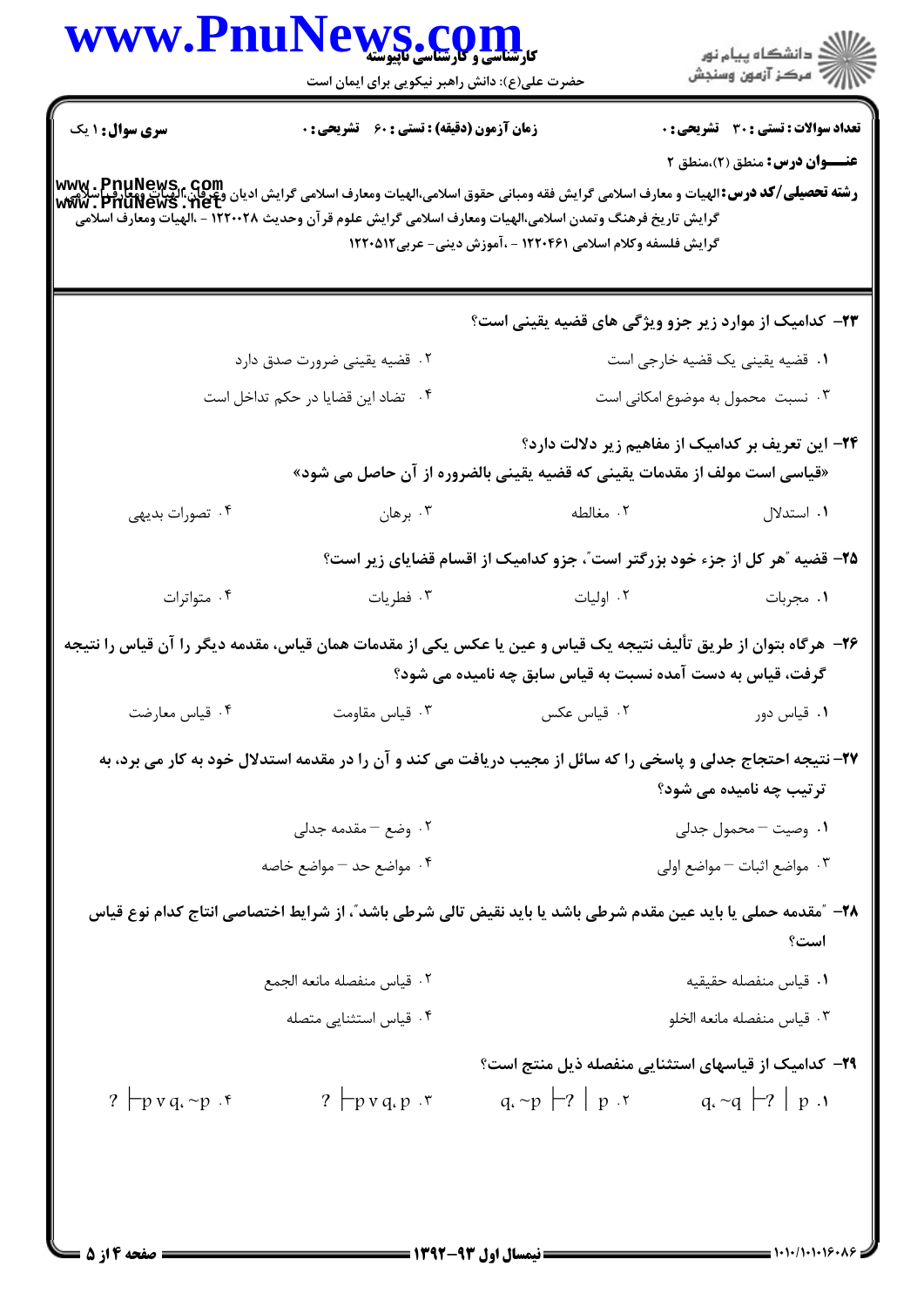**تعداد سوالات : تستی : ۳۰ تشریحی : ۰** | **زمان آزمون (دقیقه) : تستی : ۶۰ تشریحی : ۰** | **سری سوال : ۱ یک**

**عنـــوان درس:** منطق (۲)،منطق ۲

**رشته تحصیلی/کد درس:** الهیات و معارف اسلامی گرایش فقه ومبانی حقوق اسلامی،الهیات ومعارف اسلامی گرایش ادیان وعرفان،الهیات ومعارف اسلامی گرایش تاریخ فرهنگ وتمدن اسلامی،الهیات ومعارف اسلامی گرایش علوم قرآن وحدیث ۱۲۲۰۰۲۸ - ،الهیات ومعارف اسلامی گرایش فلسفه وکلام اسلامی ۱۲۲۰۴۶۱ - ،آموزش دینی- عربی ۱۲۲۰۵۱۲

**۲۳- کدامیک از موارد زیر جزو ویژگی های قضیه یقینی است؟**

۱. قضیه یقینی یک قضیه خارجی است

۲. قضیه یقینی ضرورت صدق دارد

۳. نسبت محمول به موضوع امکانی است

۴. تضاد این قضایا در حکم تداخل است

**۲۴- این تعریف بر کدامیک از مفاهیم زیر دلالت دارد؟**
**«قیاسی است مولف از مقدمات یقینی که قضیه یقینی بالضروره از آن حاصل می شود»**

۱. استدلال

۲. مغالطه

۳. برهان

۴. تصورات بدیهی

**۲۵- قضیه "هر کل از جزء خود بزرگتر است"، جزو کدامیک از اقسام قضایای زیر است؟**

۱. مجربات

۲. اولیات

۳. فطریات

۴. متواترات

**۲۶- هرگاه بتوان از طریق تألیف نتیجه یک قیاس و عین یا عکس یکی از مقدمات همان قیاس، مقدمه دیگر را از آن قیاس را نتیجه گرفت، قیاس به دست آمده نسبت به قیاس سابق چه نامیده می شود؟**

۱. قیاس دور

۲. قیاس عکس

۳. قیاس مقاومت

۴. قیاس معارضت

**۲۷- نتیجه احتجاج جدلی و پاسخی را که سائل از مجیب دریافت می کند و آن را در مقدمه استدلال خود به کار می برد، به ترتیب چه نامیده می شود؟**

۱. وصیت – محمول جدلی

۲. وضع – مقدمه جدلی

۳. مواضع اثبات – مواضع اولی

۴. مواضع حد – مواضع خاصه

**۲۸- "مقدمه حملی یا باید عین مقدم شرطی باشد یا باید نقیض تالی شرطی باشد"، از شرایط اختصاصی انتاج کدام نوع قیاس است؟**

۱. قیاس منفصله حقیقیه

۲. قیاس منفصله مانعه الجمع

۳. قیاس منفصله مانعه الخلو

۴. قیاس استثنایی متصله

**۲۹- کدامیک از قیاسهای استثنایی منفصله ذیل منتج است؟**

۱. $p \mid q, \sim q \vdash ?$

۲. $p \mid q, \sim p \vdash ?$

۳. $p \vee q, p \vdash ?$

۴. $p \vee q, \sim p \vdash ?$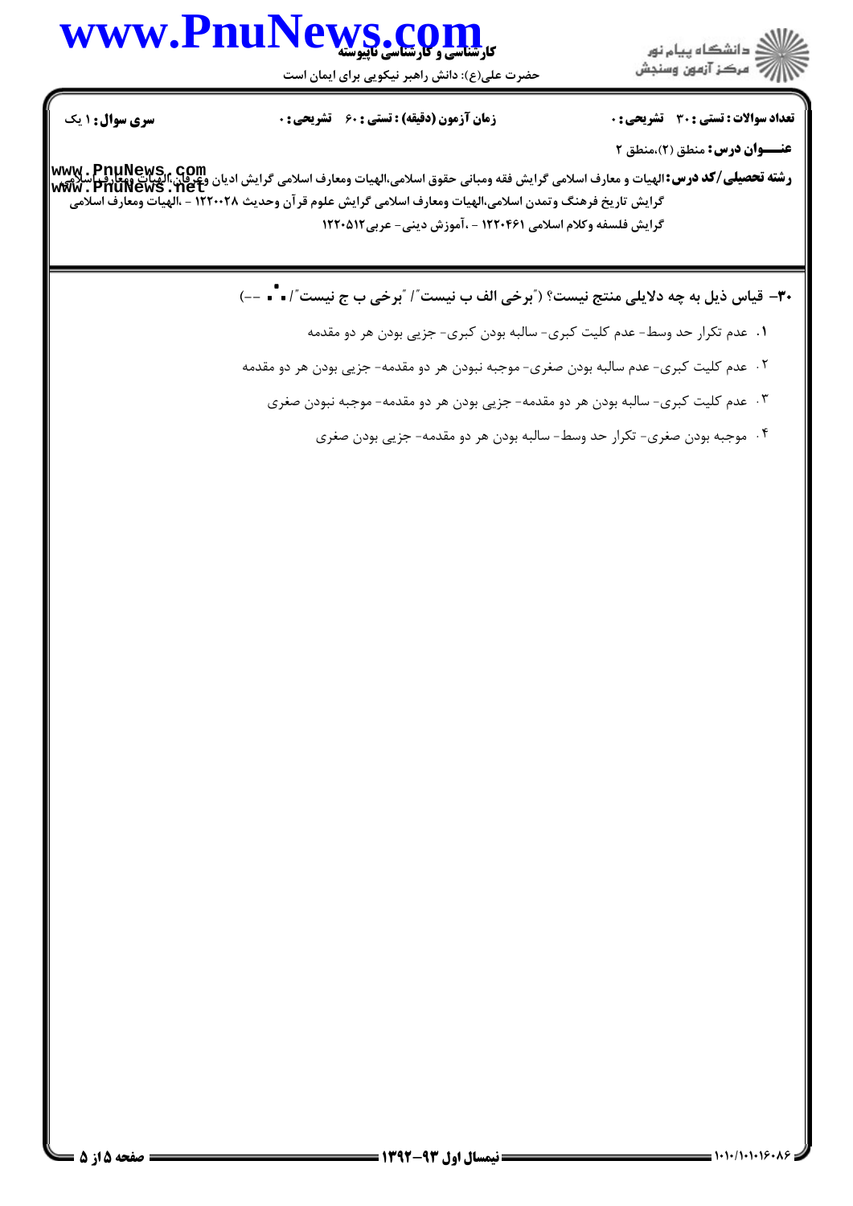**تعداد سوالات : تستی : ۳۰ تشریحی : ۰** | **زمان آزمون (دقیقه) : تستی : ۶۰ تشریحی : ۰** | **سری سوال : ۱ یک**

**عنـــوان درس:** منطق (۲)،منطق ۲

**رشته تحصیلی/کد درس:** الهیات و معارف اسلامی گرایش فقه ومبانی حقوق اسلامی،الهیات ومعارف اسلامی گرایش ادیان وعرفان،الهیات ومعارف اسلامی گرایش تاریخ فرهنگ وتمدن اسلامی،الهیات ومعارف اسلامی گرایش علوم قرآن وحدیث ۱۲۲۰۰۲۸ - ،الهیات ومعارف اسلامی گرایش فلسفه وکلام اسلامی ۱۲۲۰۴۶۱ - ،آموزش دینی- عربی۱۲۲۰۵۱۲

**۳۰- قیاس ذیل به چه دلایلی منتج نیست؟ ("برخی الف ب نیست"/ "برخی ب ج نیست"/ ∴ --)**

۱. عدم تکرار حد وسط- عدم کلیت کبری- سالبه بودن کبری- جزیی بودن هر دو مقدمه

۲. عدم کلیت کبری- عدم سالبه بودن صغری- موجبه نبودن هر دو مقدمه- جزیی بودن هر دو مقدمه

۳. عدم کلیت کبری- سالبه بودن هر دو مقدمه- جزیی بودن هر دو مقدمه- موجبه نبودن صغری

۴. موجبه بودن صغری- تکرار حد وسط- سالبه بودن هر دو مقدمه- جزیی بودن صغری